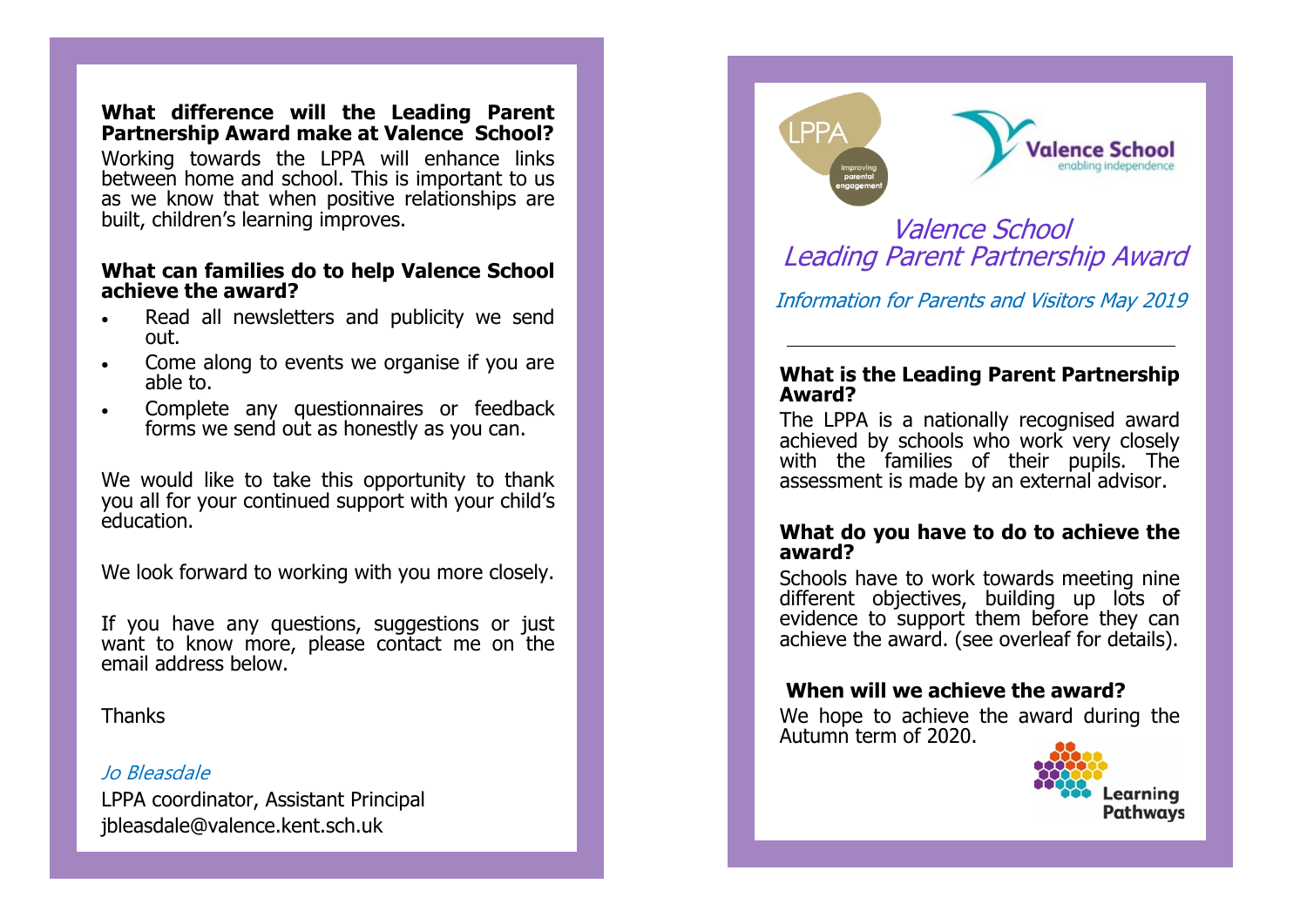## What difference will the Leading Parent Partnership Award make at Valence School?

Working towards the LPPA will enhance links between home and school. This is important to us as we know that when positive relationships are built, children's learning improves.

## What can families do to help Valence School achieve the award?

- Read all newsletters and publicity we send out.
- Come along to events we organise if you are able to.
- Complete any questionnaires or feedback forms we send out as honestly as you can.

We would like to take this opportunity to thank you all for your continued support with your child's education.

We look forward to working with you more closely.

If you have any questions, suggestions or just want to know more, please contact me on the email address below.

Thanks

*Jo Bleasdale*

LPPA coordinator, Assistant Principal

jbleasdale@valence.kent.sch.uk

LPPA Improving parental engagement

Valence School enabling independence

# *Valence School Leading Parent Partnership Award*

*Information for Parents and Visitors May 2019*

---

## What is the Leading Parent Partnership Award?

The LPPA is a nationally recognised award achieved by schools who work very closely with the families of their pupils. The assessment is made by an external advisor.

## What do you have to do to achieve the award?

Schools have to work towards meeting nine different objectives, building up lots of evidence to support them before they can achieve the award. (see overleaf for details).

## When will we achieve the award?

We hope to achieve the award during the Autumn term of 2020.

Learning Pathways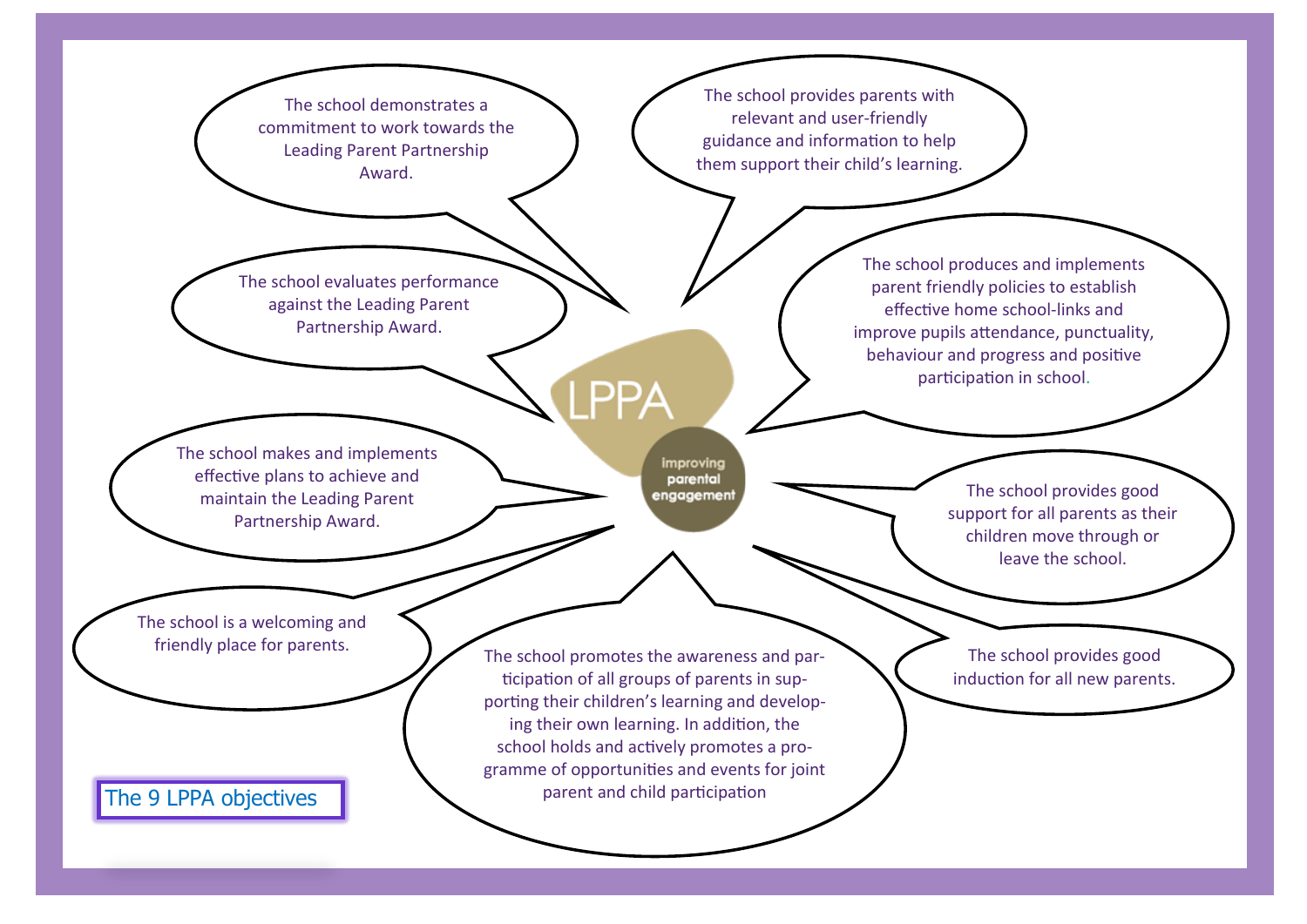# The 9 LPPA objectives

LPPA
improving parental engagement

- The school demonstrates a commitment to work towards the Leading Parent Partnership Award.
- The school provides parents with relevant and user-friendly guidance and information to help them support their child's learning.
- The school evaluates performance against the Leading Parent Partnership Award.
- The school produces and implements parent friendly policies to establish effective home school-links and improve pupils attendance, punctuality, behaviour and progress and positive participation in school.
- The school makes and implements effective plans to achieve and maintain the Leading Parent Partnership Award.
- The school provides good support for all parents as their children move through or leave the school.
- The school is a welcoming and friendly place for parents.
- The school promotes the awareness and participation of all groups of parents in supporting their children's learning and developing their own learning. In addition, the school holds and actively promotes a programme of opportunities and events for joint parent and child participation
- The school provides good induction for all new parents.